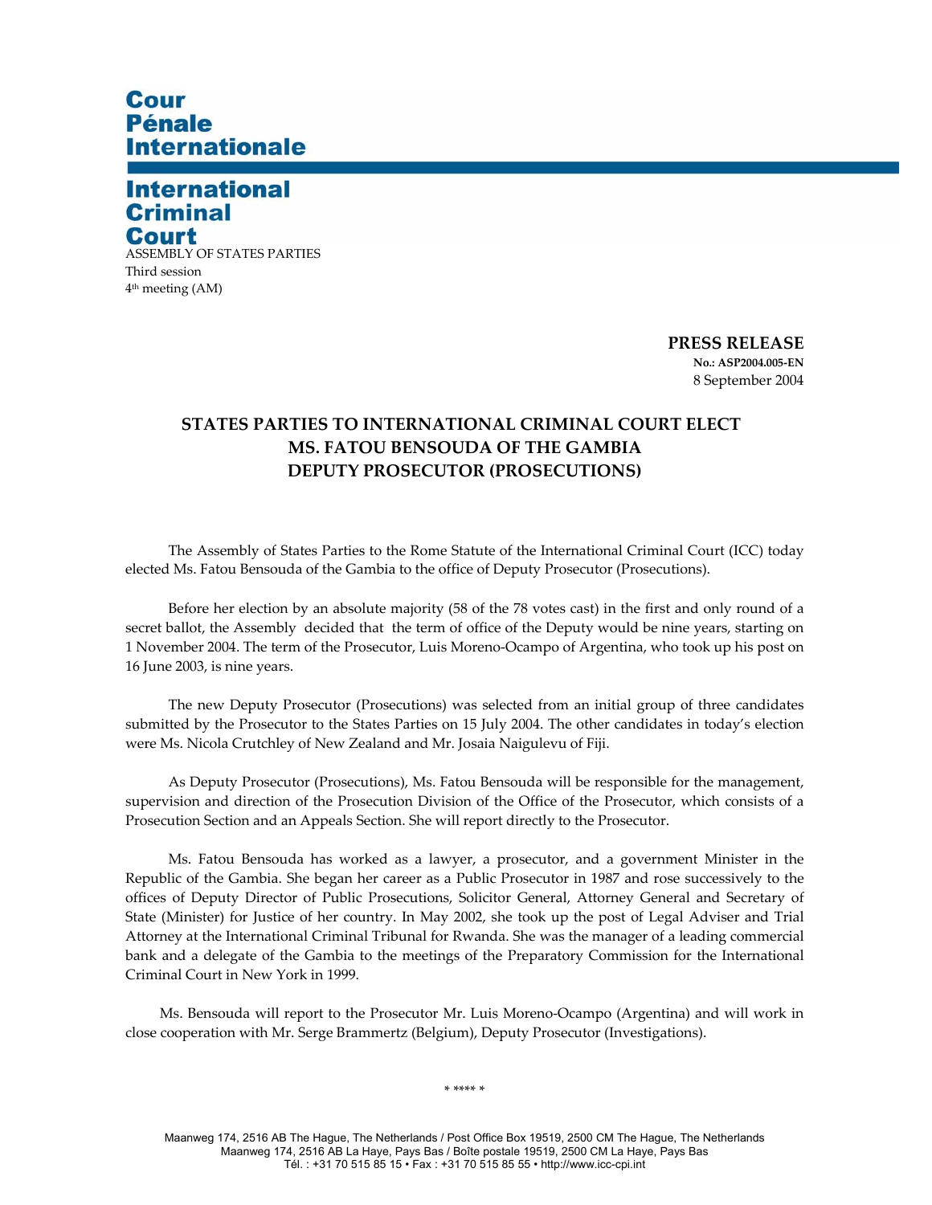**Cour Pénale Internationale**

**International Criminal Court**

ASSEMBLY OF STATES PARTIES
Third session
4th meeting (AM)

**PRESS RELEASE**
**No.: ASP2004.005-EN**
8 September 2004

## STATES PARTIES TO INTERNATIONAL CRIMINAL COURT ELECT MS. FATOU BENSOUDA OF THE GAMBIA DEPUTY PROSECUTOR (PROSECUTIONS)

The Assembly of States Parties to the Rome Statute of the International Criminal Court (ICC) today elected Ms. Fatou Bensouda of the Gambia to the office of Deputy Prosecutor (Prosecutions).

Before her election by an absolute majority (58 of the 78 votes cast) in the first and only round of a secret ballot, the Assembly decided that the term of office of the Deputy would be nine years, starting on 1 November 2004. The term of the Prosecutor, Luis Moreno-Ocampo of Argentina, who took up his post on 16 June 2003, is nine years.

The new Deputy Prosecutor (Prosecutions) was selected from an initial group of three candidates submitted by the Prosecutor to the States Parties on 15 July 2004. The other candidates in today's election were Ms. Nicola Crutchley of New Zealand and Mr. Josaia Naigulevu of Fiji.

As Deputy Prosecutor (Prosecutions), Ms. Fatou Bensouda will be responsible for the management, supervision and direction of the Prosecution Division of the Office of the Prosecutor, which consists of a Prosecution Section and an Appeals Section. She will report directly to the Prosecutor.

Ms. Fatou Bensouda has worked as a lawyer, a prosecutor, and a government Minister in the Republic of the Gambia. She began her career as a Public Prosecutor in 1987 and rose successively to the offices of Deputy Director of Public Prosecutions, Solicitor General, Attorney General and Secretary of State (Minister) for Justice of her country. In May 2002, she took up the post of Legal Adviser and Trial Attorney at the International Criminal Tribunal for Rwanda. She was the manager of a leading commercial bank and a delegate of the Gambia to the meetings of the Preparatory Commission for the International Criminal Court in New York in 1999.

Ms. Bensouda will report to the Prosecutor Mr. Luis Moreno-Ocampo (Argentina) and will work in close cooperation with Mr. Serge Brammertz (Belgium), Deputy Prosecutor (Investigations).

\* \*\*\*\* \*

Maanweg 174, 2516 AB The Hague, The Netherlands / Post Office Box 19519, 2500 CM The Hague, The Netherlands
Maanweg 174, 2516 AB La Haye, Pays Bas / Boîte postale 19519, 2500 CM La Haye, Pays Bas
Tél. : +31 70 515 85 15 • Fax : +31 70 515 85 55 • http://www.icc-cpi.int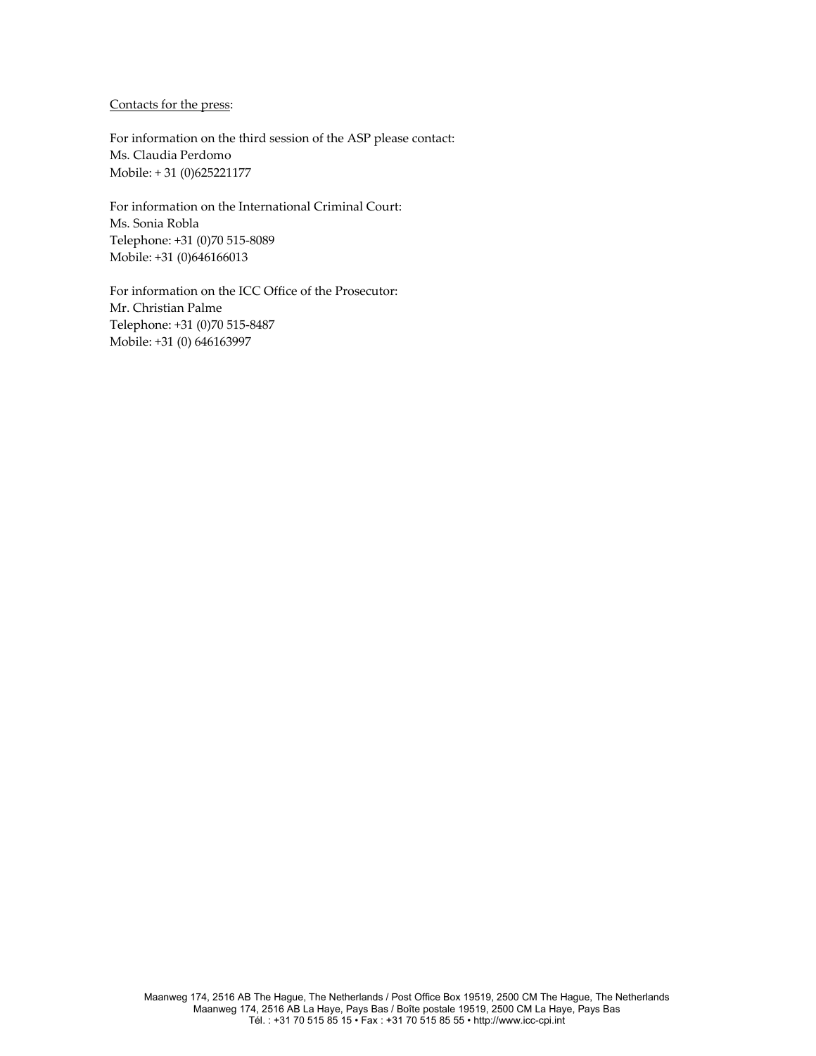Contacts for the press:

For information on the third session of the ASP please contact:
Ms. Claudia Perdomo
Mobile: + 31 (0)625221177

For information on the International Criminal Court:
Ms. Sonia Robla
Telephone: +31 (0)70 515-8089
Mobile: +31 (0)646166013

For information on the ICC Office of the Prosecutor:
Mr. Christian Palme
Telephone: +31 (0)70 515-8487
Mobile: +31 (0) 646163997